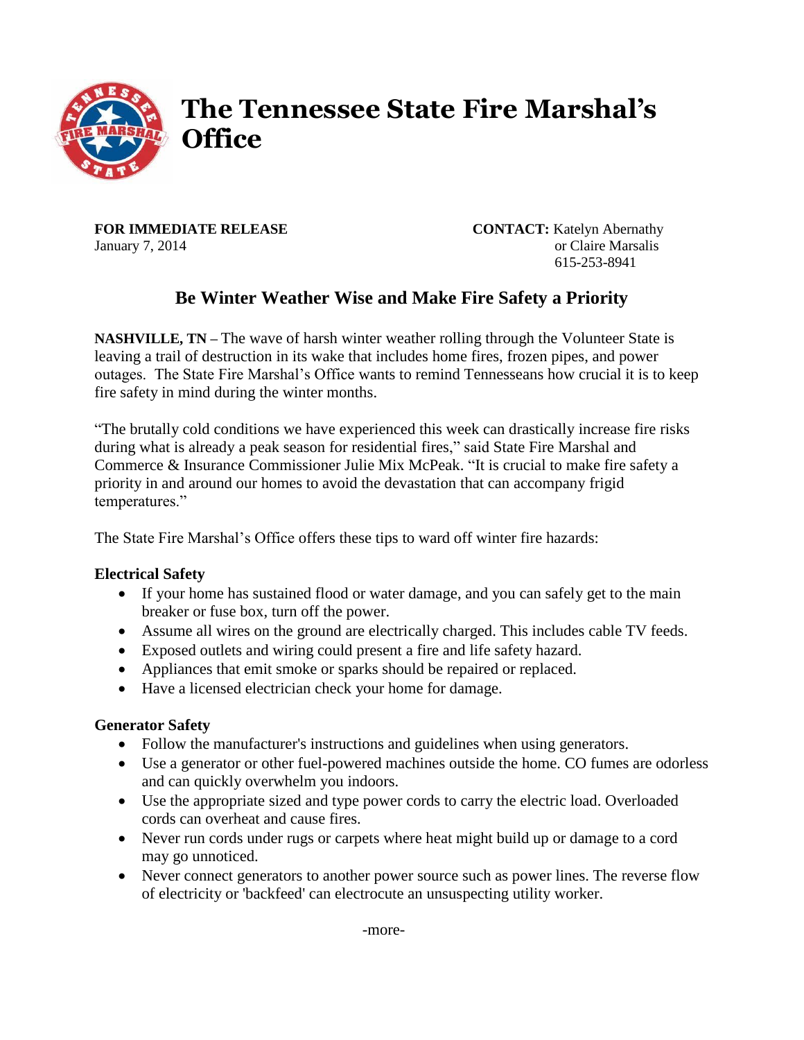# The Tennessee State Fire Marshal's Office

**FOR IMMEDIATE RELEASE**
January 7, 2014

**CONTACT:** Katelyn Abernathy
or Claire Marsalis
615-253-8941

## Be Winter Weather Wise and Make Fire Safety a Priority

**NASHVILLE, TN –** The wave of harsh winter weather rolling through the Volunteer State is leaving a trail of destruction in its wake that includes home fires, frozen pipes, and power outages. The State Fire Marshal's Office wants to remind Tennesseans how crucial it is to keep fire safety in mind during the winter months.

"The brutally cold conditions we have experienced this week can drastically increase fire risks during what is already a peak season for residential fires," said State Fire Marshal and Commerce & Insurance Commissioner Julie Mix McPeak. "It is crucial to make fire safety a priority in and around our homes to avoid the devastation that can accompany frigid temperatures."

The State Fire Marshal's Office offers these tips to ward off winter fire hazards:

**Electrical Safety**

- If your home has sustained flood or water damage, and you can safely get to the main breaker or fuse box, turn off the power.
- Assume all wires on the ground are electrically charged. This includes cable TV feeds.
- Exposed outlets and wiring could present a fire and life safety hazard.
- Appliances that emit smoke or sparks should be repaired or replaced.
- Have a licensed electrician check your home for damage.

**Generator Safety**

- Follow the manufacturer's instructions and guidelines when using generators.
- Use a generator or other fuel-powered machines outside the home. CO fumes are odorless and can quickly overwhelm you indoors.
- Use the appropriate sized and type power cords to carry the electric load. Overloaded cords can overheat and cause fires.
- Never run cords under rugs or carpets where heat might build up or damage to a cord may go unnoticed.
- Never connect generators to another power source such as power lines. The reverse flow of electricity or 'backfeed' can electrocute an unsuspecting utility worker.

-more-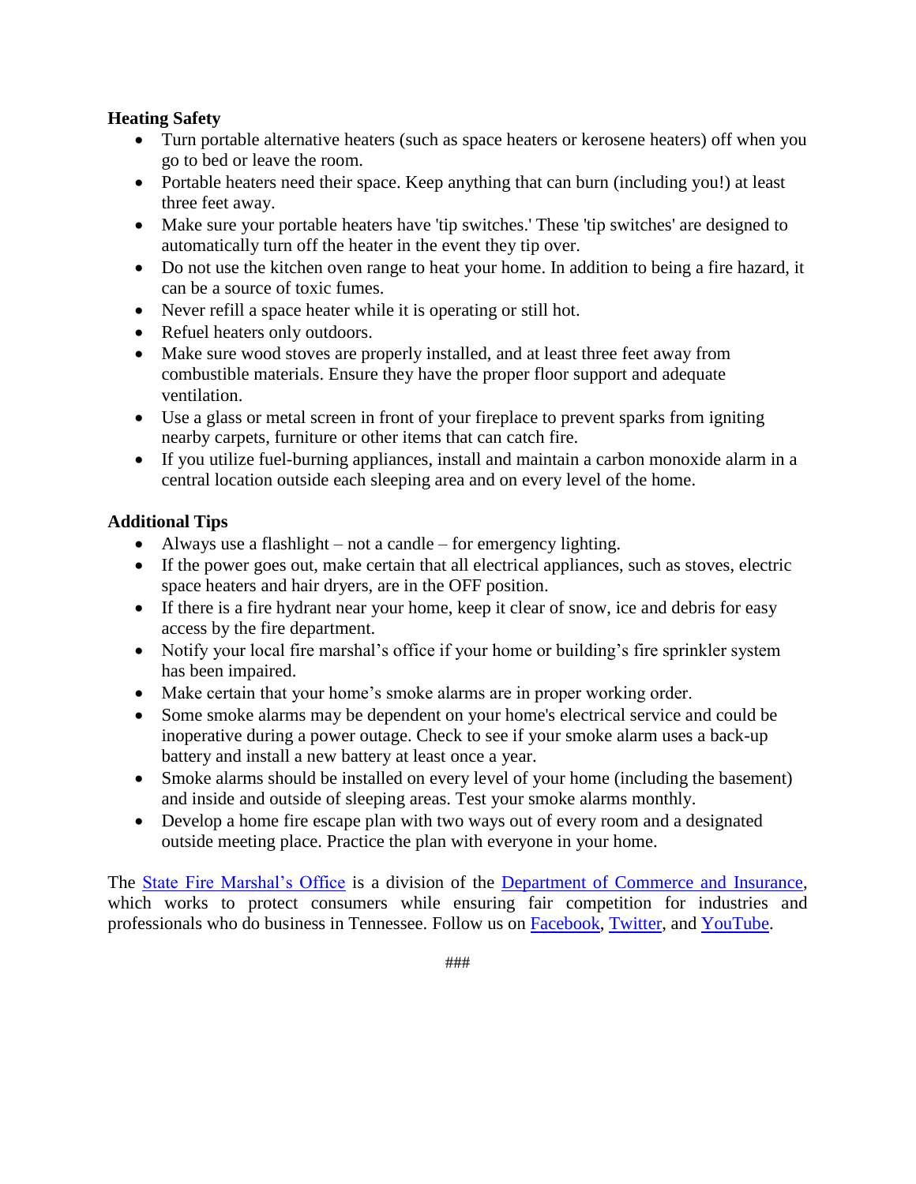**Heating Safety**

- Turn portable alternative heaters (such as space heaters or kerosene heaters) off when you go to bed or leave the room.
- Portable heaters need their space. Keep anything that can burn (including you!) at least three feet away.
- Make sure your portable heaters have 'tip switches.' These 'tip switches' are designed to automatically turn off the heater in the event they tip over.
- Do not use the kitchen oven range to heat your home. In addition to being a fire hazard, it can be a source of toxic fumes.
- Never refill a space heater while it is operating or still hot.
- Refuel heaters only outdoors.
- Make sure wood stoves are properly installed, and at least three feet away from combustible materials. Ensure they have the proper floor support and adequate ventilation.
- Use a glass or metal screen in front of your fireplace to prevent sparks from igniting nearby carpets, furniture or other items that can catch fire.
- If you utilize fuel-burning appliances, install and maintain a carbon monoxide alarm in a central location outside each sleeping area and on every level of the home.

**Additional Tips**

- Always use a flashlight – not a candle – for emergency lighting.
- If the power goes out, make certain that all electrical appliances, such as stoves, electric space heaters and hair dryers, are in the OFF position.
- If there is a fire hydrant near your home, keep it clear of snow, ice and debris for easy access by the fire department.
- Notify your local fire marshal's office if your home or building's fire sprinkler system has been impaired.
- Make certain that your home's smoke alarms are in proper working order.
- Some smoke alarms may be dependent on your home's electrical service and could be inoperative during a power outage. Check to see if your smoke alarm uses a back-up battery and install a new battery at least once a year.
- Smoke alarms should be installed on every level of your home (including the basement) and inside and outside of sleeping areas. Test your smoke alarms monthly.
- Develop a home fire escape plan with two ways out of every room and a designated outside meeting place. Practice the plan with everyone in your home.

The State Fire Marshal's Office is a division of the Department of Commerce and Insurance, which works to protect consumers while ensuring fair competition for industries and professionals who do business in Tennessee. Follow us on Facebook, Twitter, and YouTube.

###